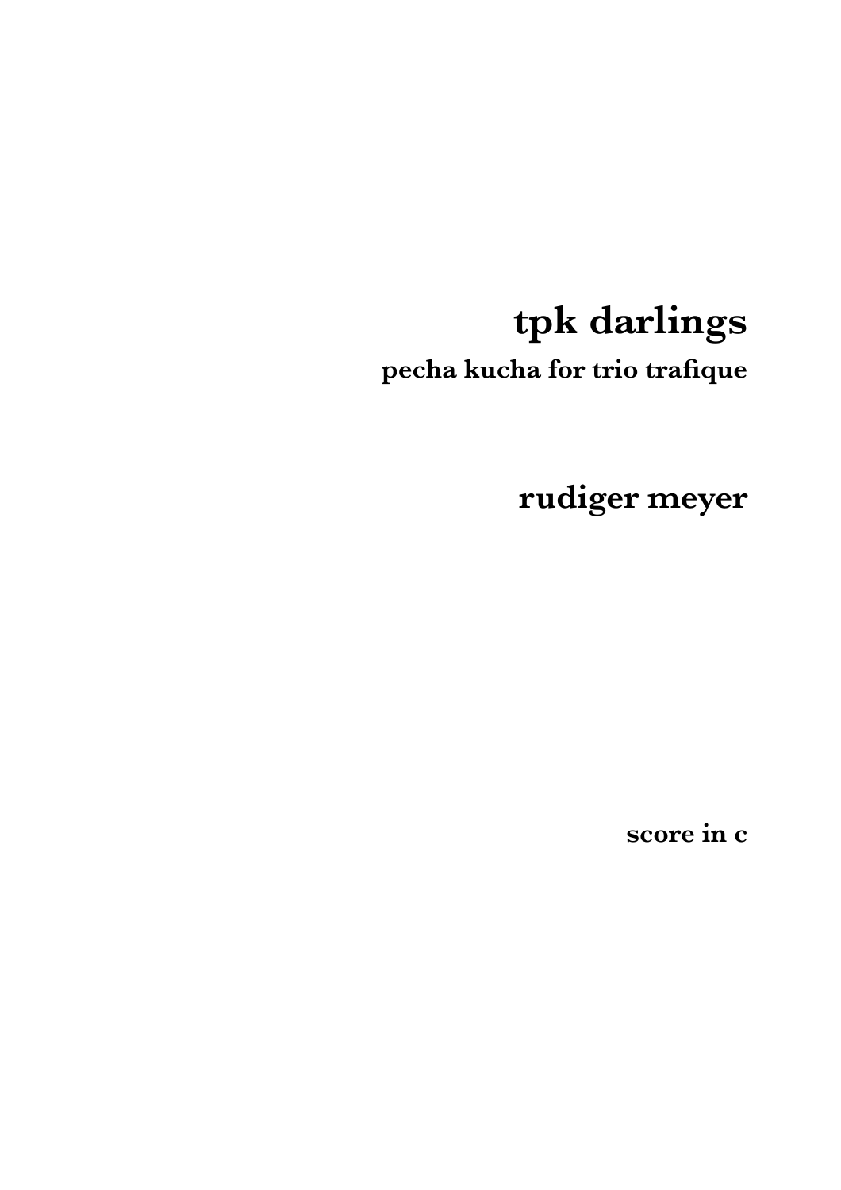# tpk darlings

**pecha kucha for trio trafique**

## rudiger meyer

**score in c**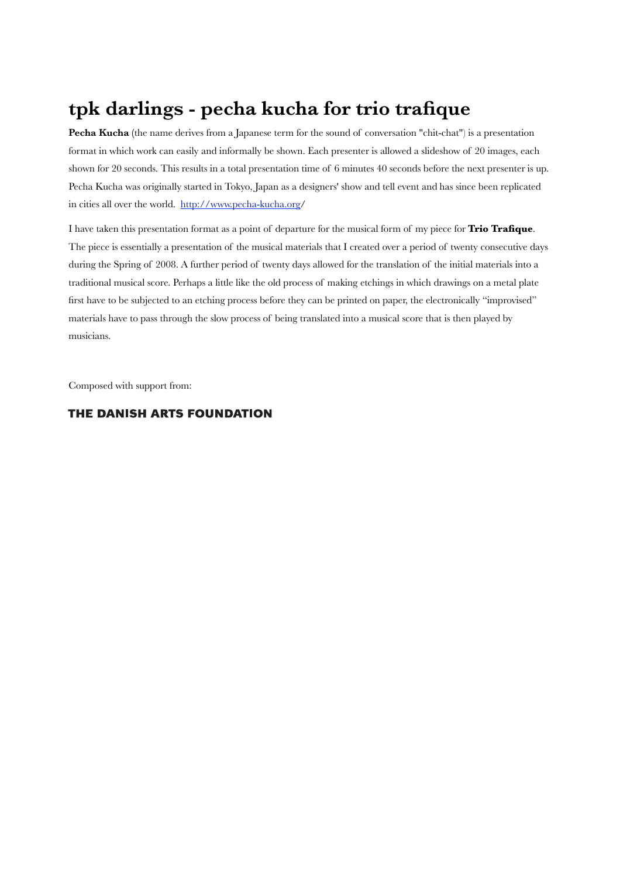# tpk darlings - pecha kucha for trio trafique

**Pecha Kucha** (the name derives from a Japanese term for the sound of conversation "chit-chat") is a presentation format in which work can easily and informally be shown. Each presenter is allowed a slideshow of 20 images, each shown for 20 seconds. This results in a total presentation time of 6 minutes 40 seconds before the next presenter is up. Pecha Kucha was originally started in Tokyo, Japan as a designers' show and tell event and has since been replicated in cities all over the world. http://www.pecha-kucha.org/

I have taken this presentation format as a point of departure for the musical form of my piece for **Trio Trafique**. The piece is essentially a presentation of the musical materials that I created over a period of twenty consecutive days during the Spring of 2008. A further period of twenty days allowed for the translation of the initial materials into a traditional musical score. Perhaps a little like the old process of making etchings in which drawings on a metal plate first have to be subjected to an etching process before they can be printed on paper, the electronically "improvised" materials have to pass through the slow process of being translated into a musical score that is then played by musicians.

Composed with support from:

**THE DANISH ARTS FOUNDATION**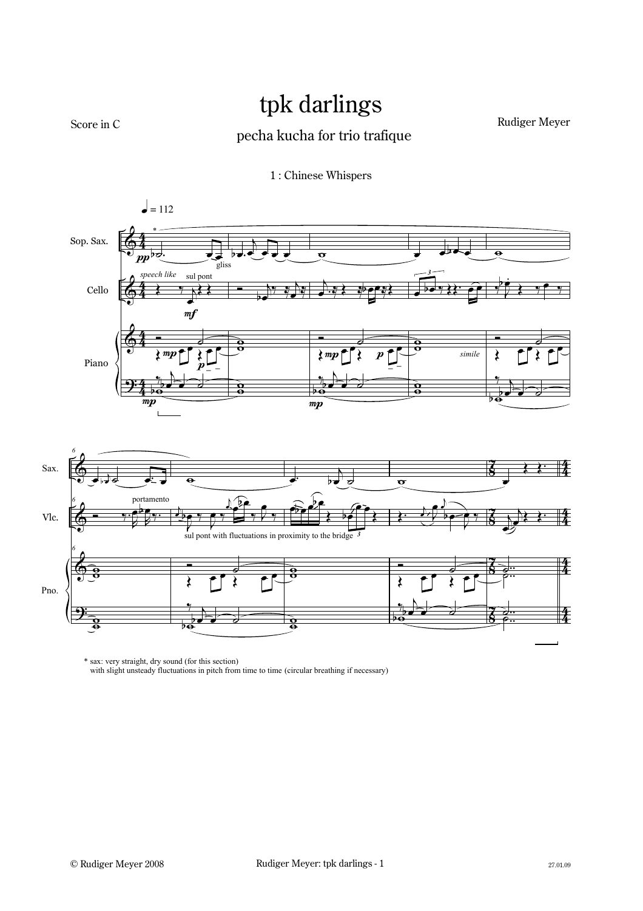# tpk darlings

Score in C

## pecha kucha for trio trafique

Rudiger Meyer

### 1 : Chinese Whispers

* sax: very straight, dry sound (for this section)
  with slight unsteady fluctuations in pitch from time to time (circular breathing if necessary)

© Rudiger Meyer 2008

27.01.09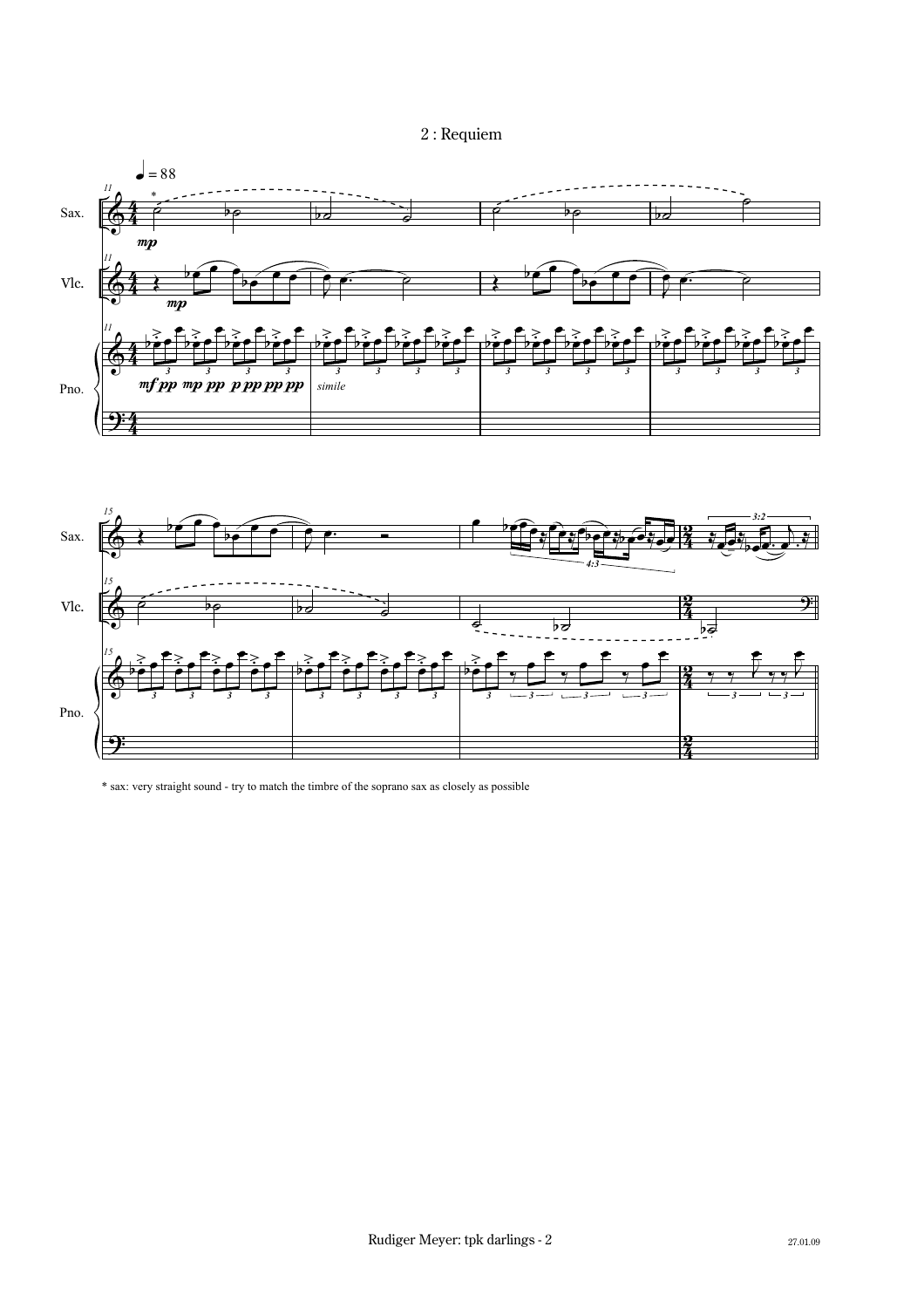# 2 : Requiem

* sax: very straight sound - try to match the timbre of the soprano sax as closely as possible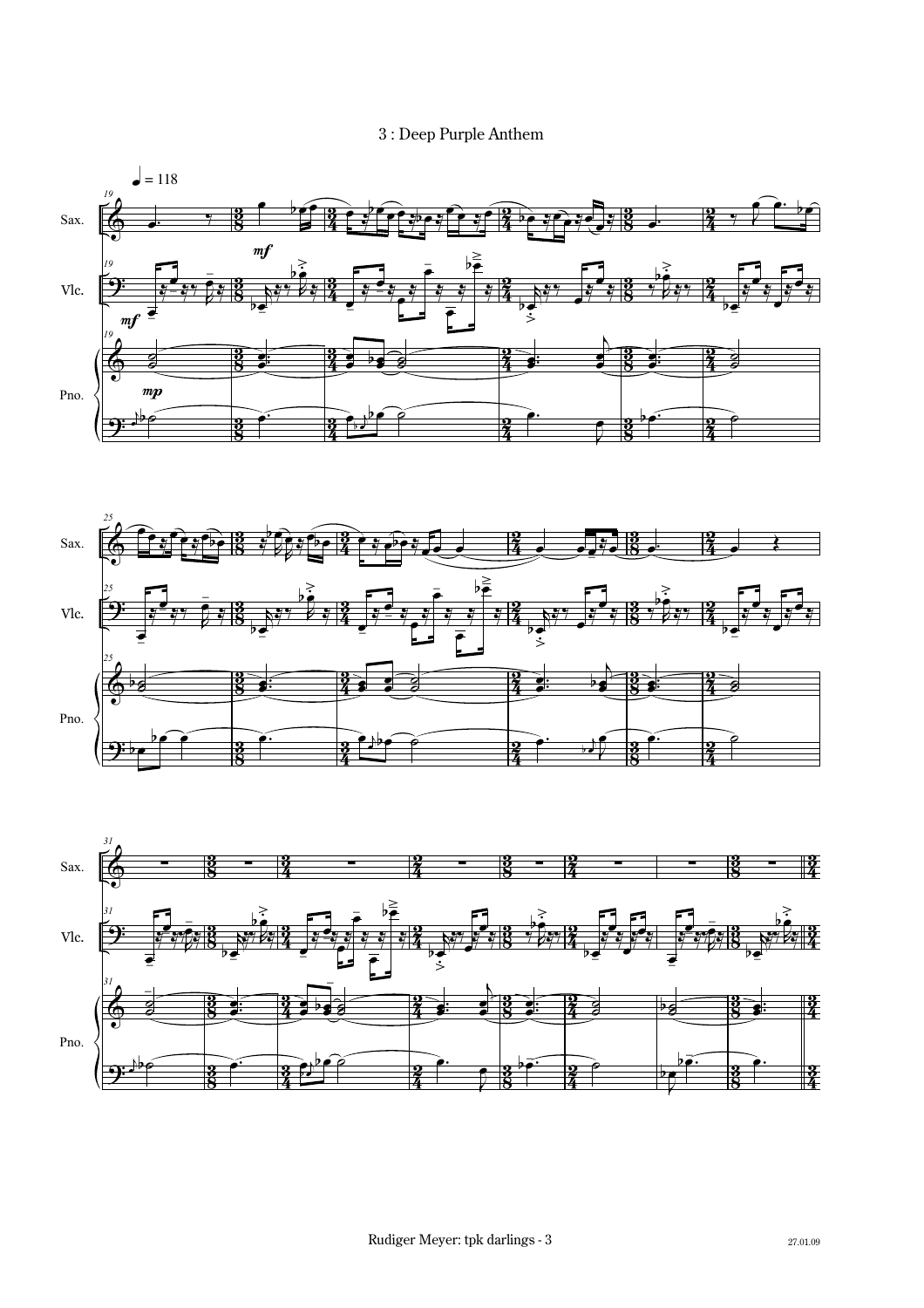# 3 : Deep Purple Anthem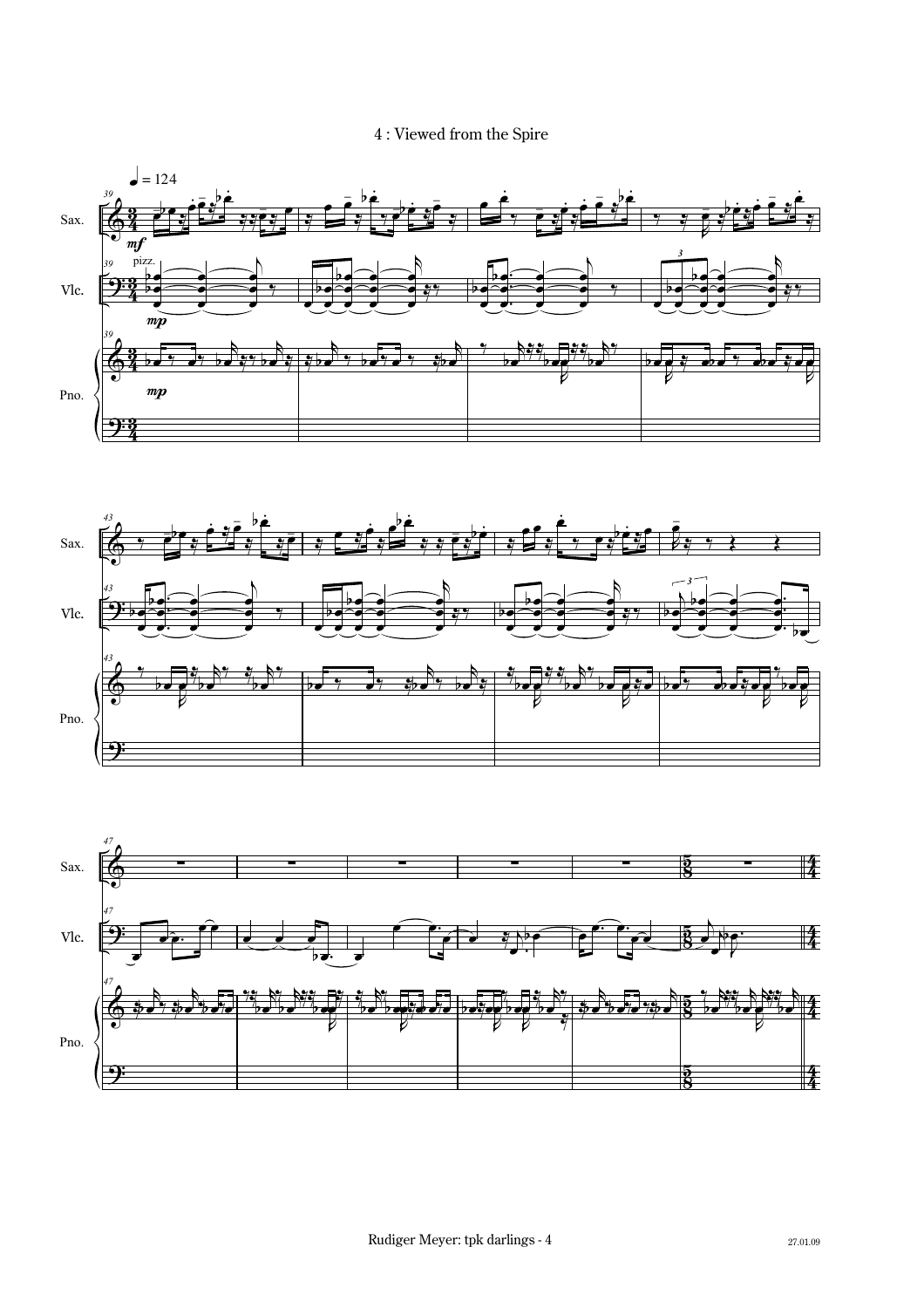# 4 : Viewed from the Spire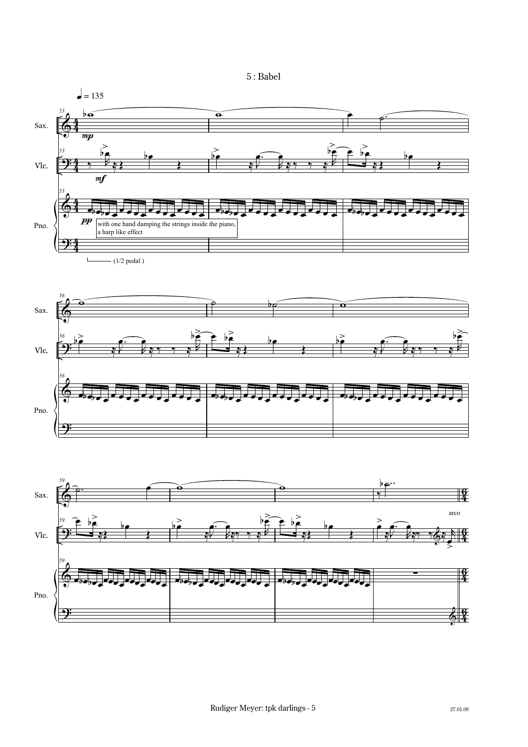# 5 : Babel

♩ = 135

with one hand damping the strings inside the piano, a harp like effect

(1/2 pedal )

arco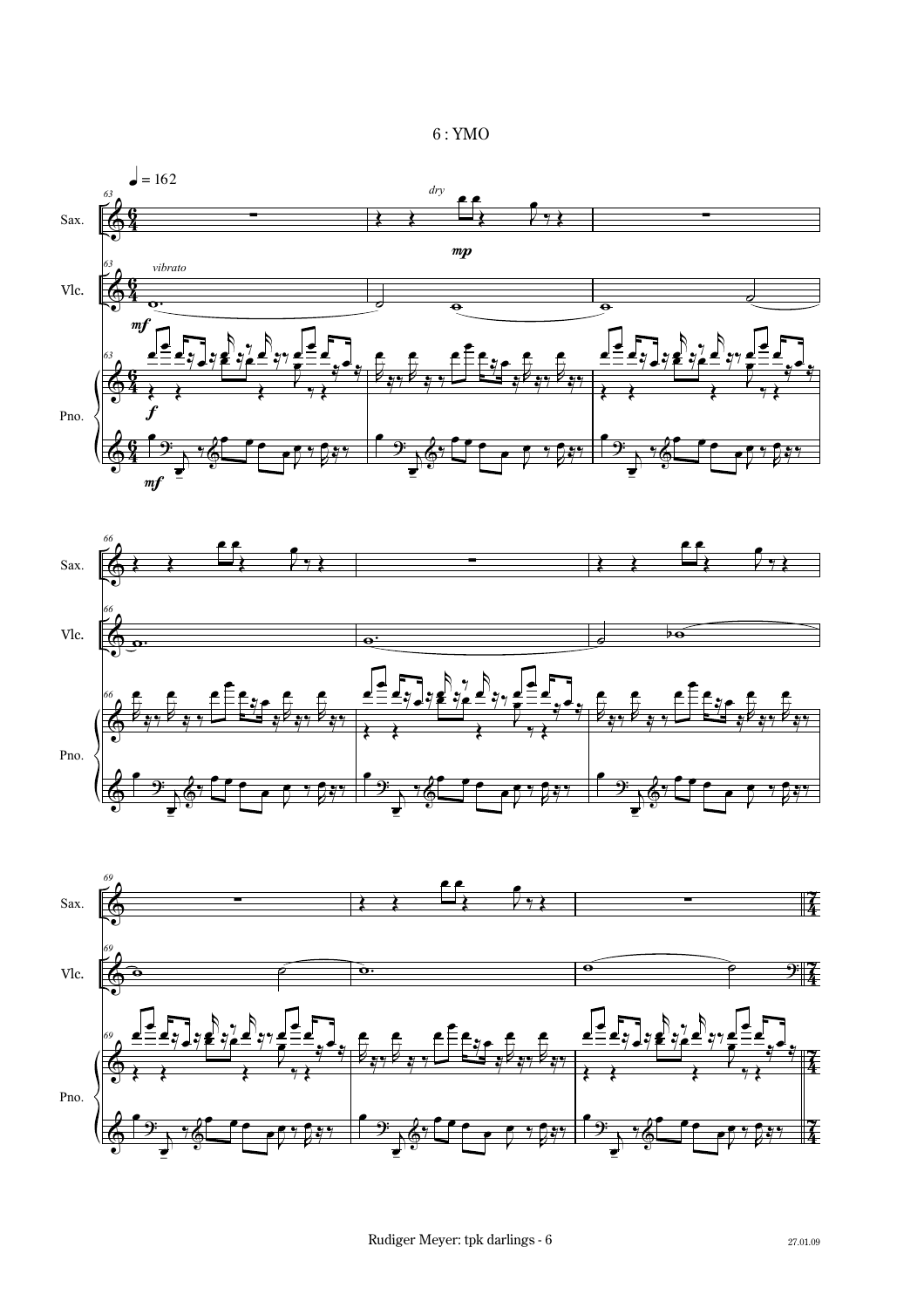# 6 : YMO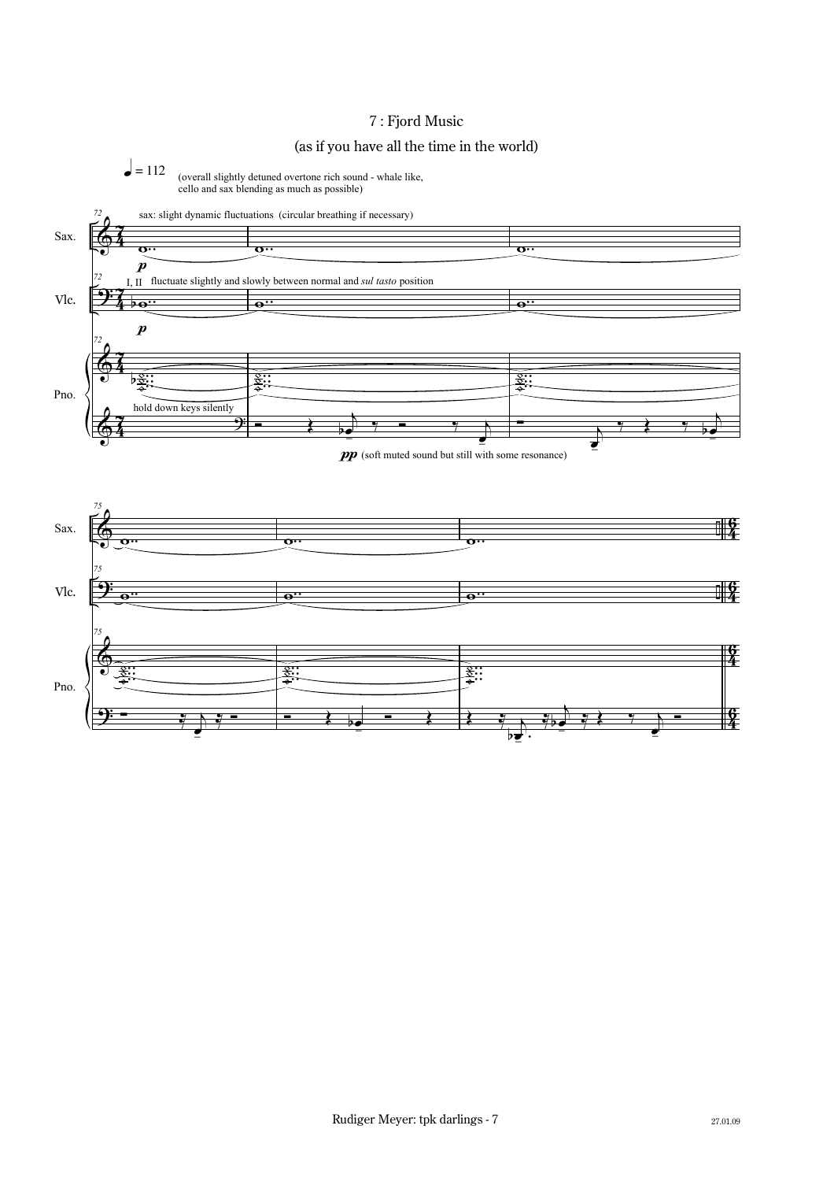# 7 : Fjord Music

(as if you have all the time in the world)

♩ = 112 (overall slightly detuned overtone rich sound - whale like, cello and sax blending as much as possible)

sax: slight dynamic fluctuations (circular breathing if necessary)

I, II fluctuate slightly and slowly between normal and *sul tasto* position

hold down keys silently

*pp* (soft muted sound but still with some resonance)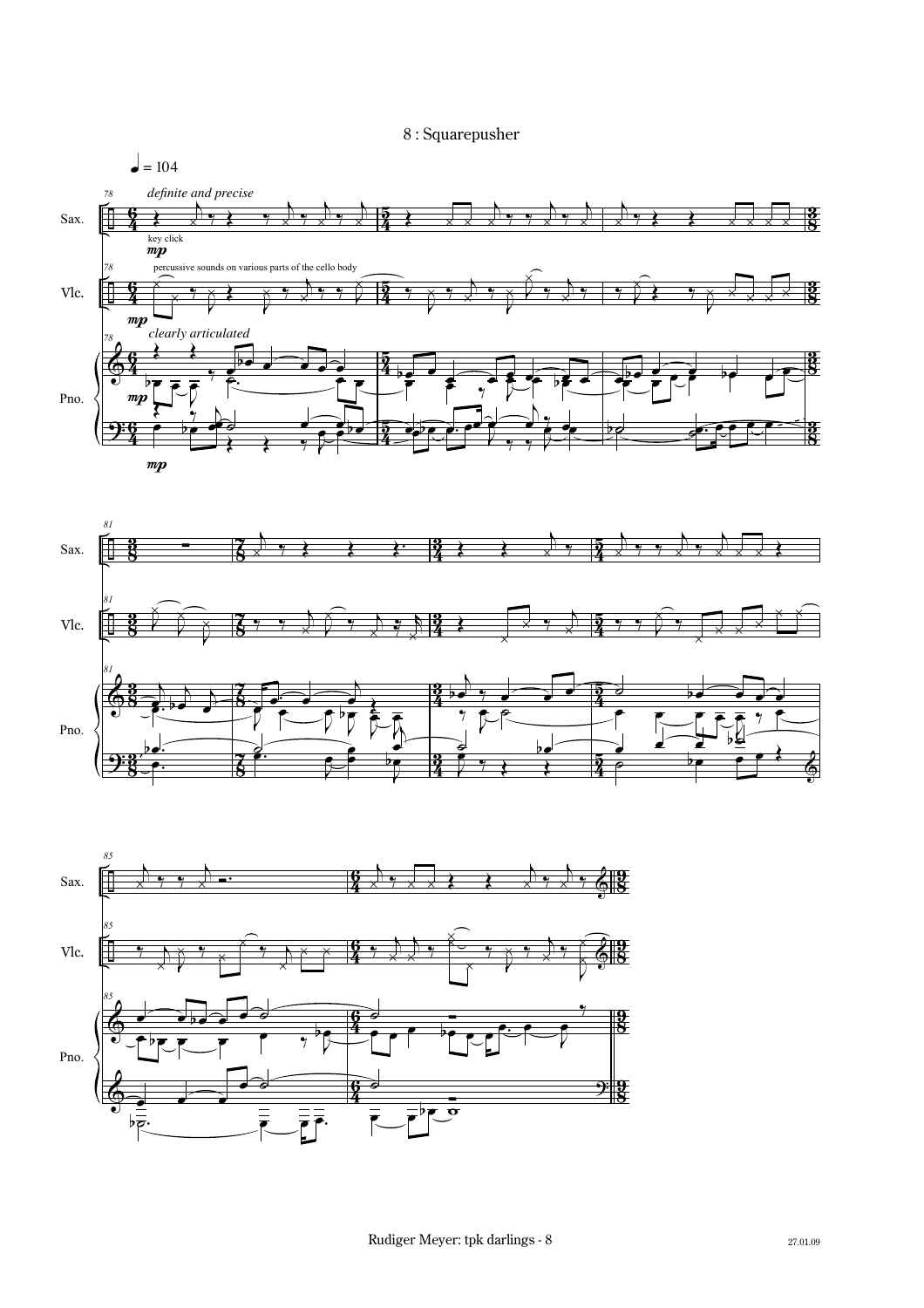# 8 : Squarepusher

♩ = 104

*definite and precise*

key click

*mp*

percussive sounds on various parts of the cello body

*mp*

*clearly articulated*

*mp*

*mp*

Sax.

Vlc.

Pno.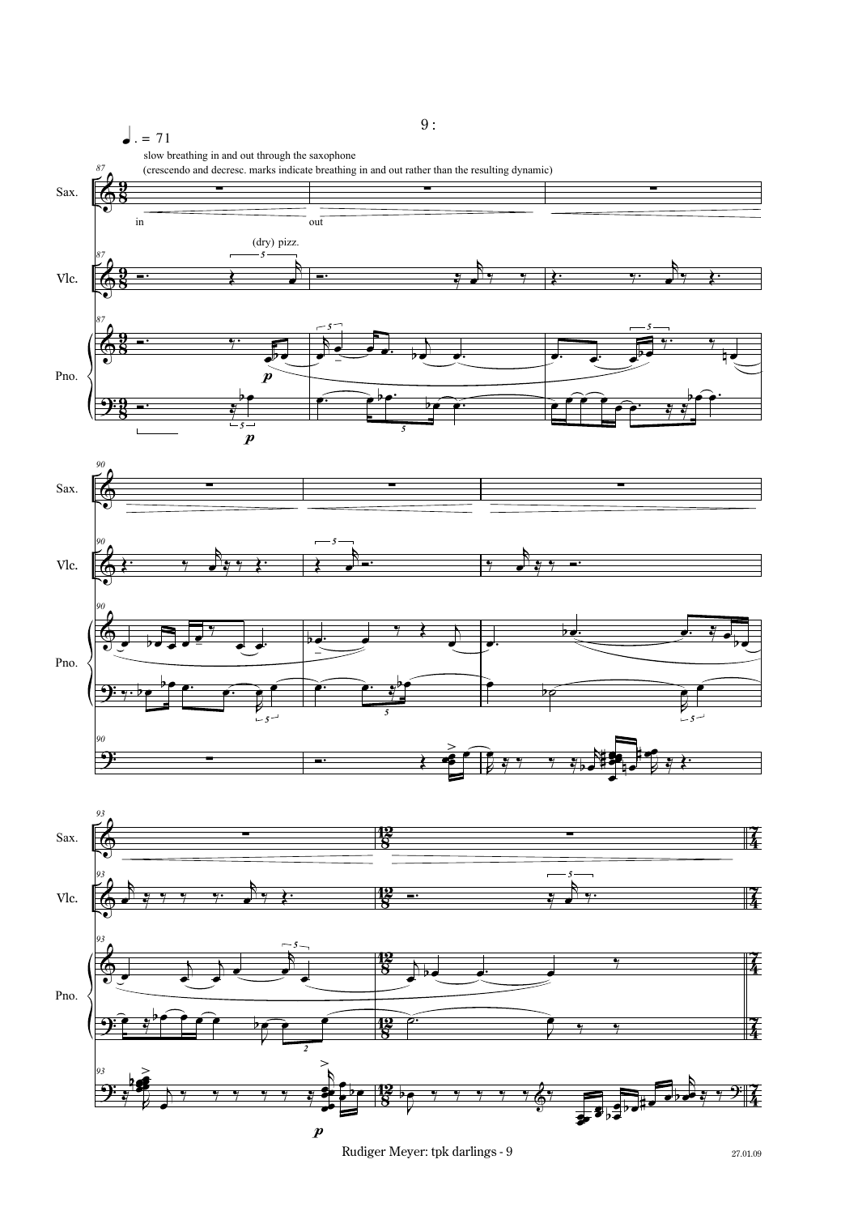9 :

♩. = 71

slow breathing in and out through the saxophone
(crescendo and decresc. marks indicate breathing in and out rather than the resulting dynamic)

Sax. — in — out

Vlc. — (dry) pizz.

Pno.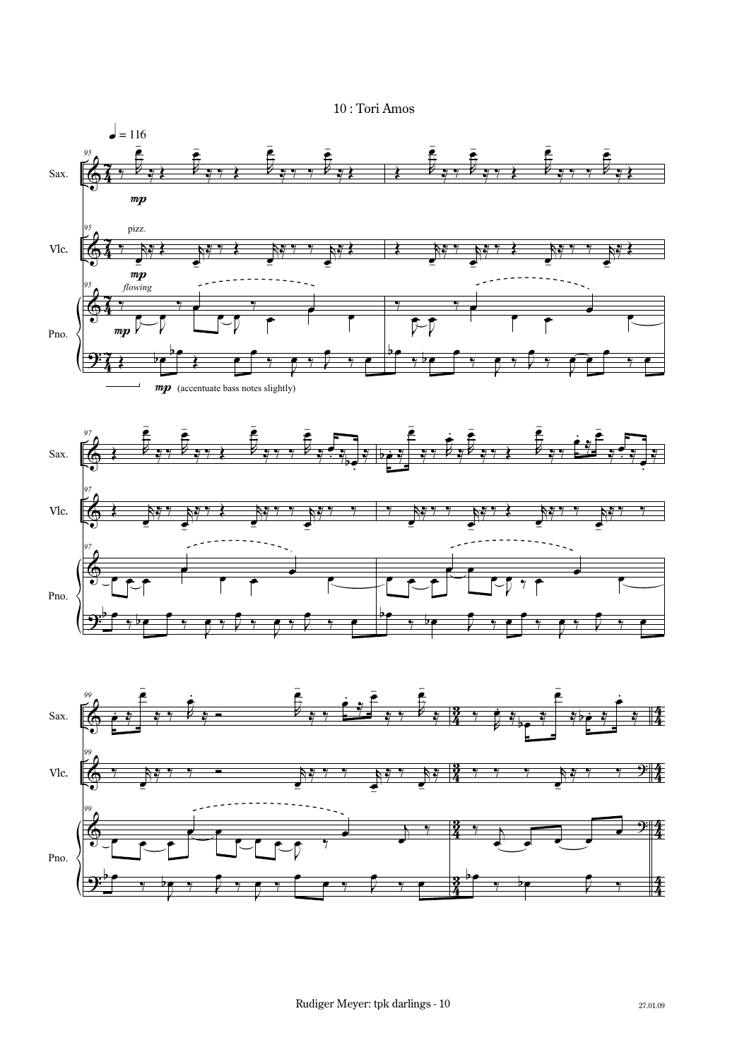# 10 : Tori Amos

♩ = 116

pizz.

*mp*

*flowing*

*mp* (accentuate bass notes slightly)

Rudiger Meyer: tpk darlings - 10

27.01.09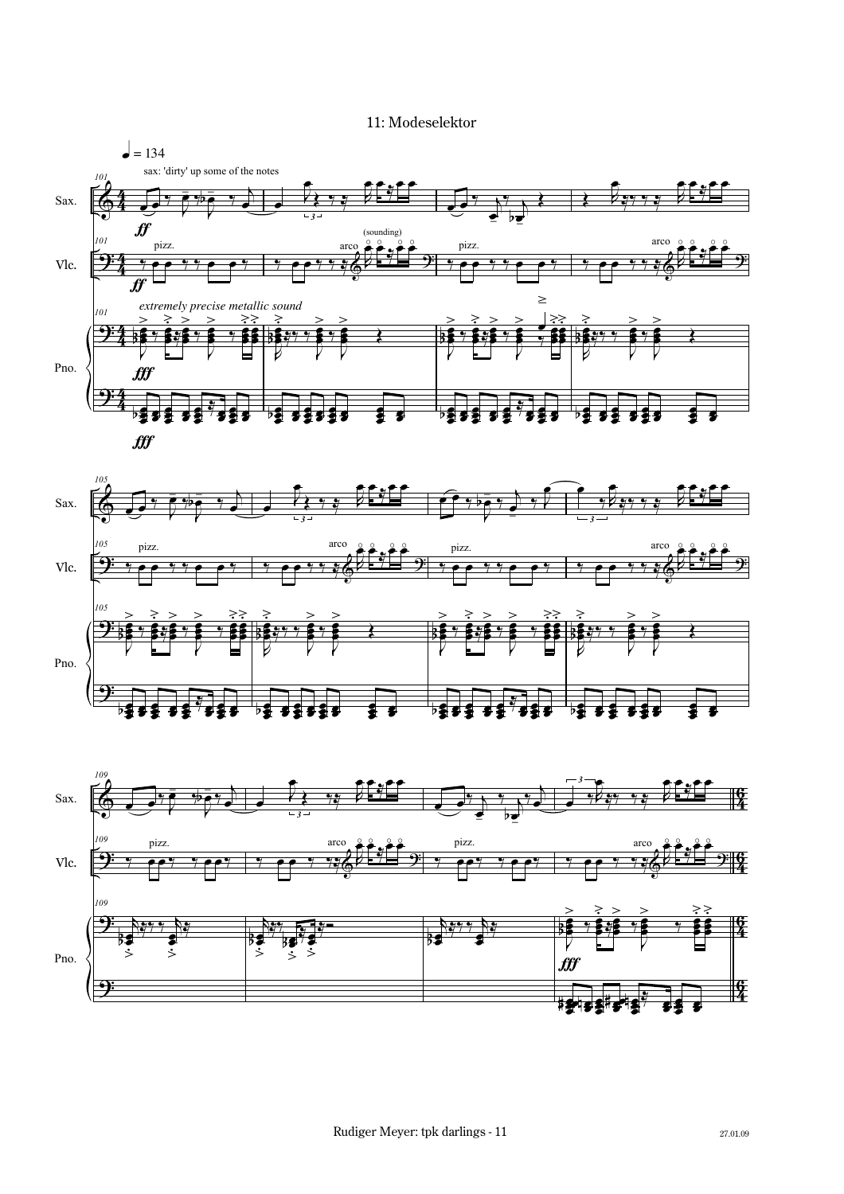# 11: Modeselektor

♩ = 134

sax: 'dirty' up some of the notes

*extremely precise metallic sound*

pizz. arco (sounding)

Rudiger Meyer: tpk darlings - 11

27.01.09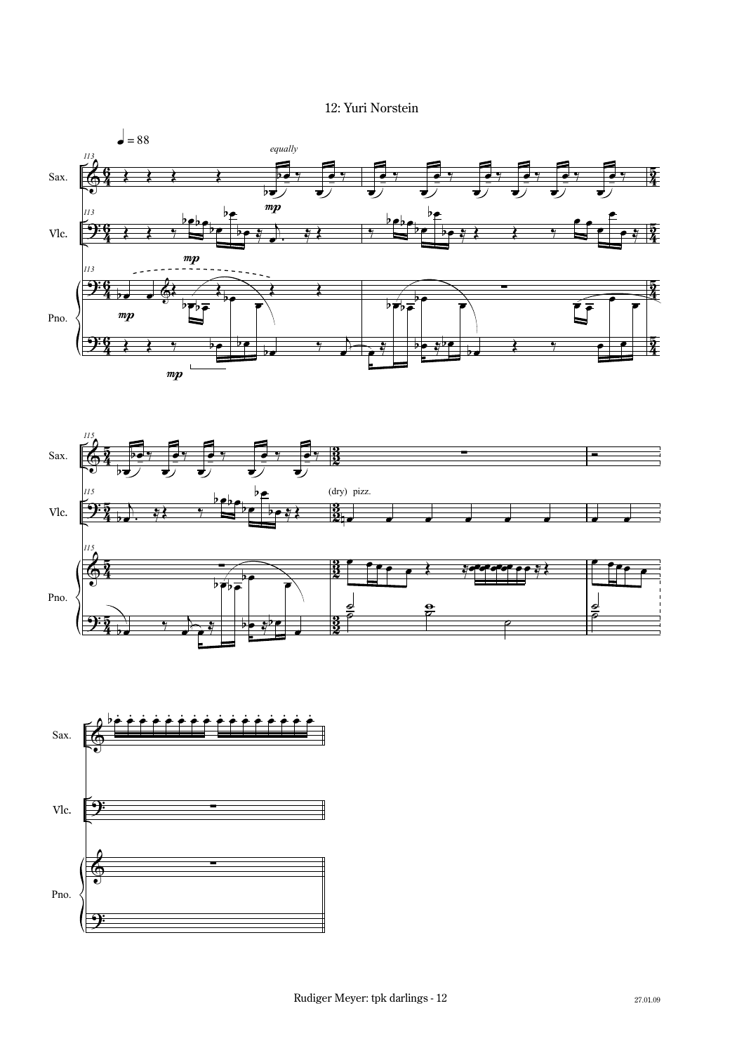# 12: Yuri Norstein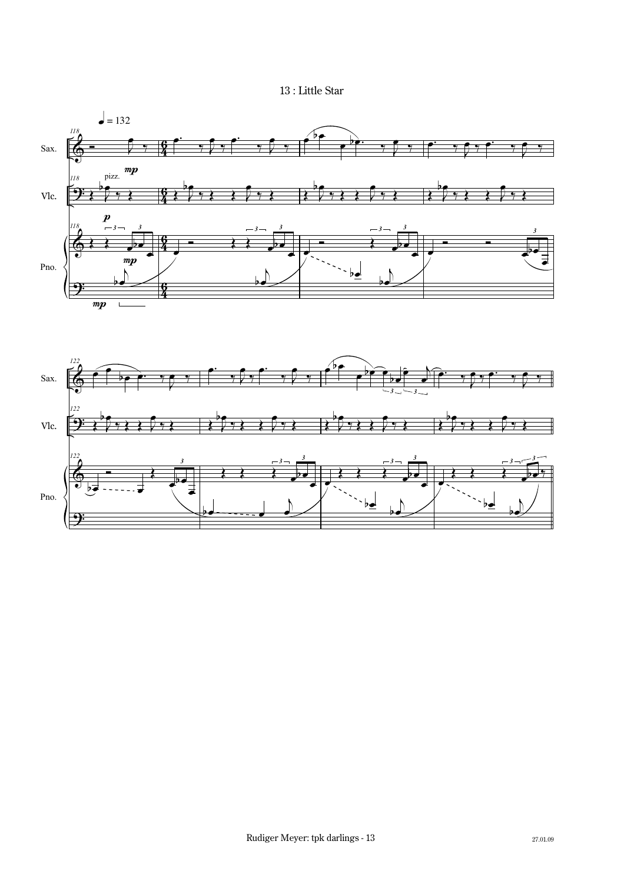# 13 : Little Star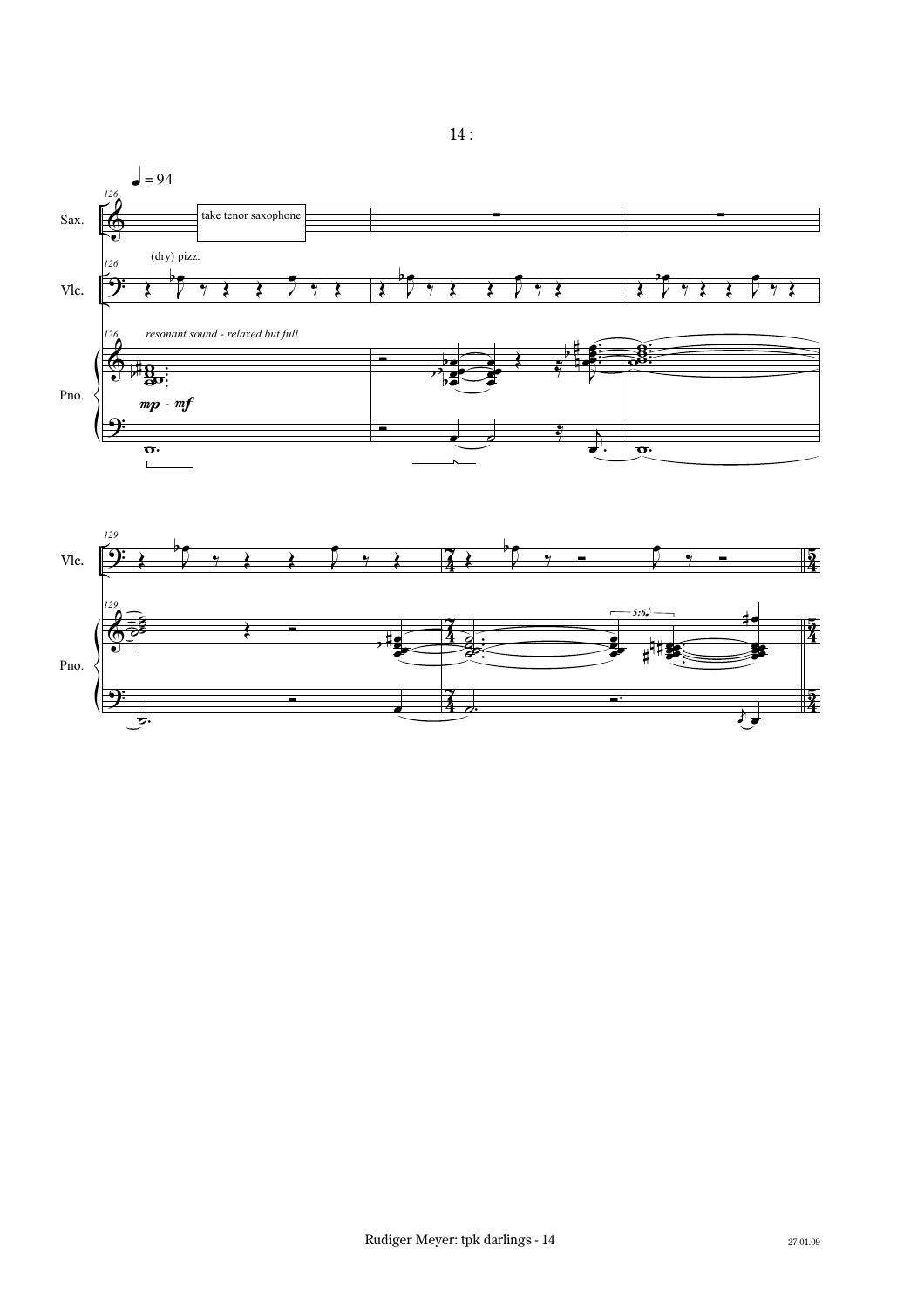♩ = 94

Sax. — take tenor saxophone

Vlc. — (dry) pizz.

Pno. — *resonant sound - relaxed but full*

*mp* - *mf*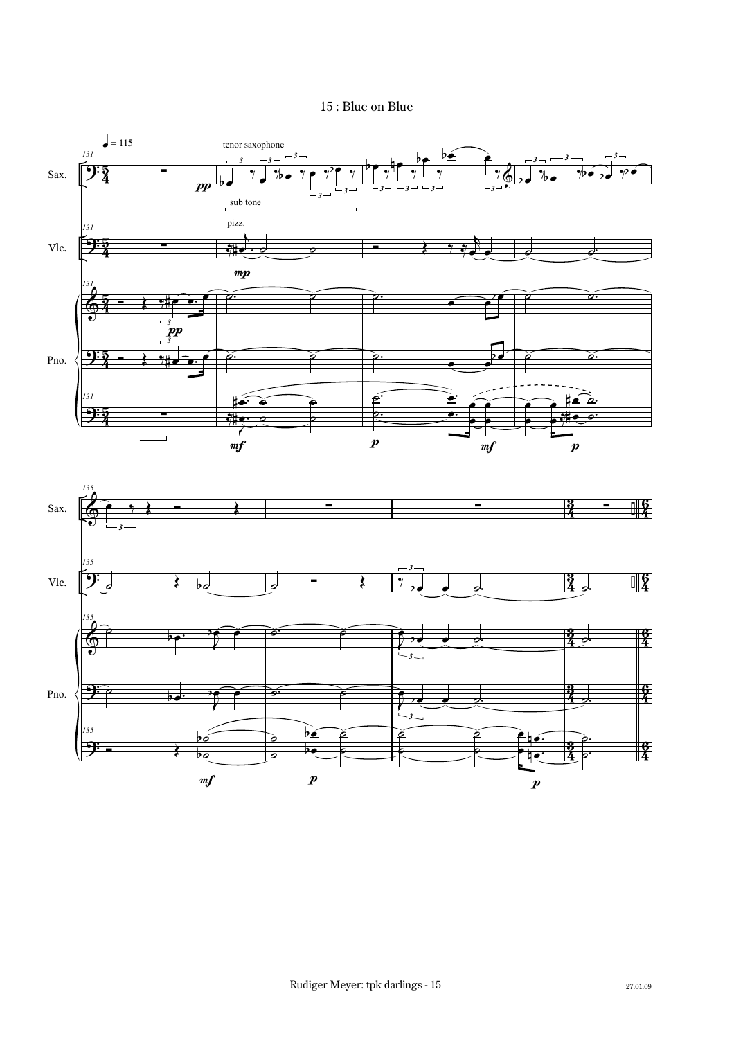# 15 : Blue on Blue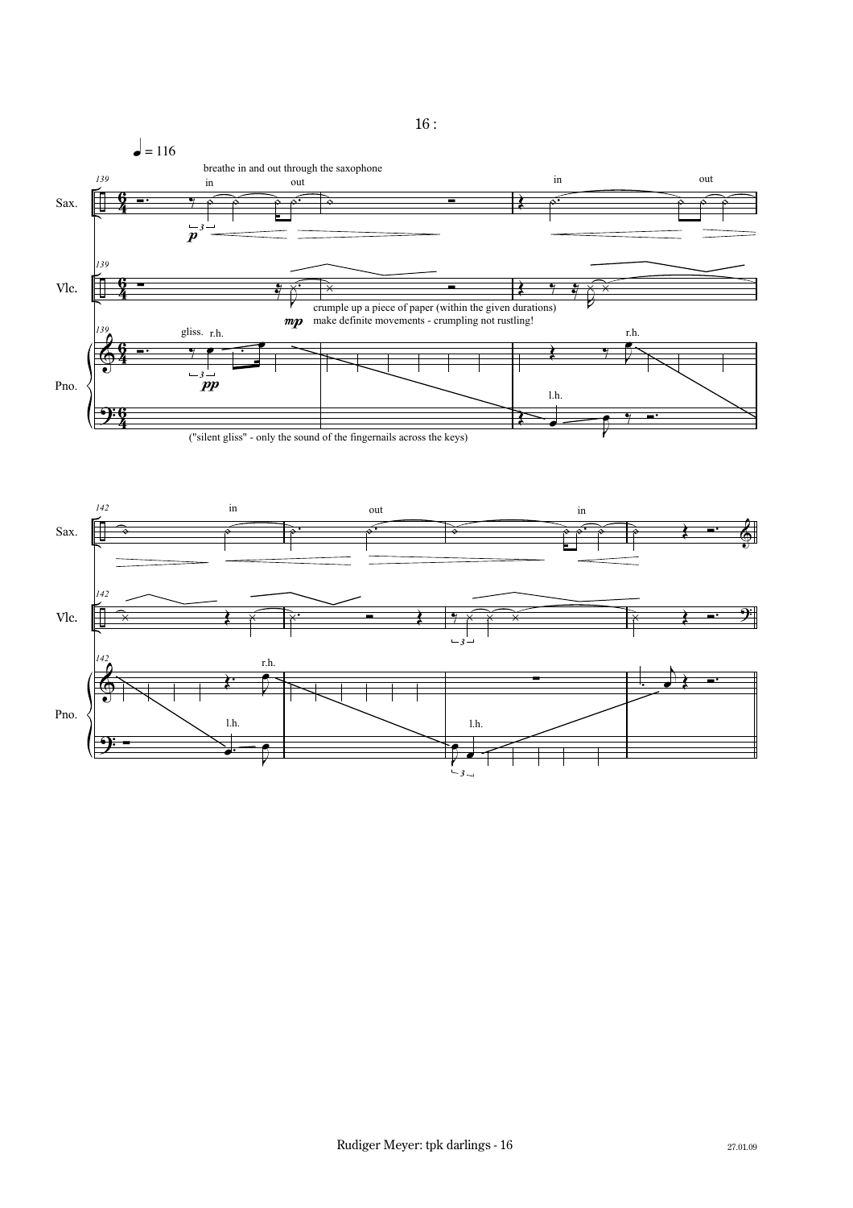♩ = 116

breathe in and out through the saxophone

in out in out

crumple up a piece of paper (within the given durations)
make definite movements - crumpling not rustling!

gliss. r.h. r.h. l.h.

("silent gliss" - only the sound of the fingernails across the keys)

in out in

r.h. l.h. l.h.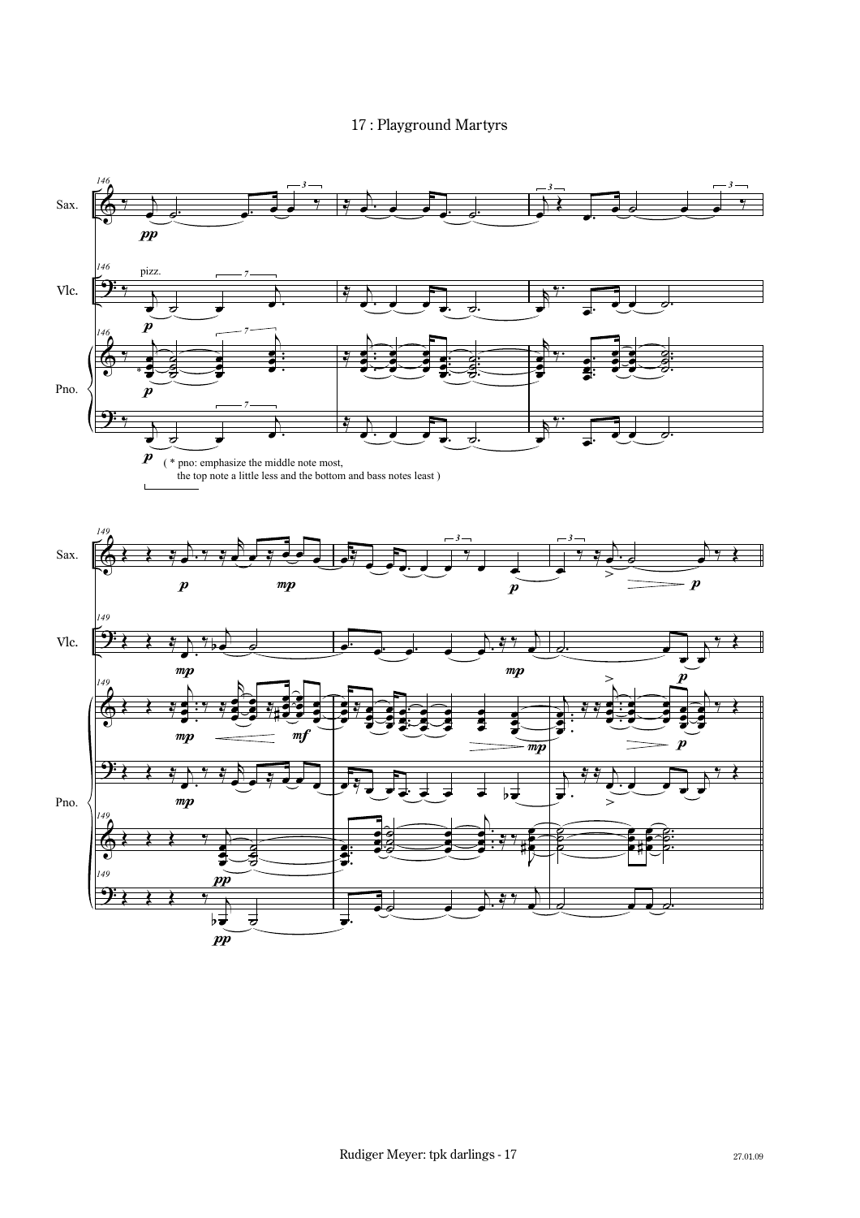# 17 : Playground Martyrs

( * pno: emphasize the middle note most, the top note a little less and the bottom and bass notes least )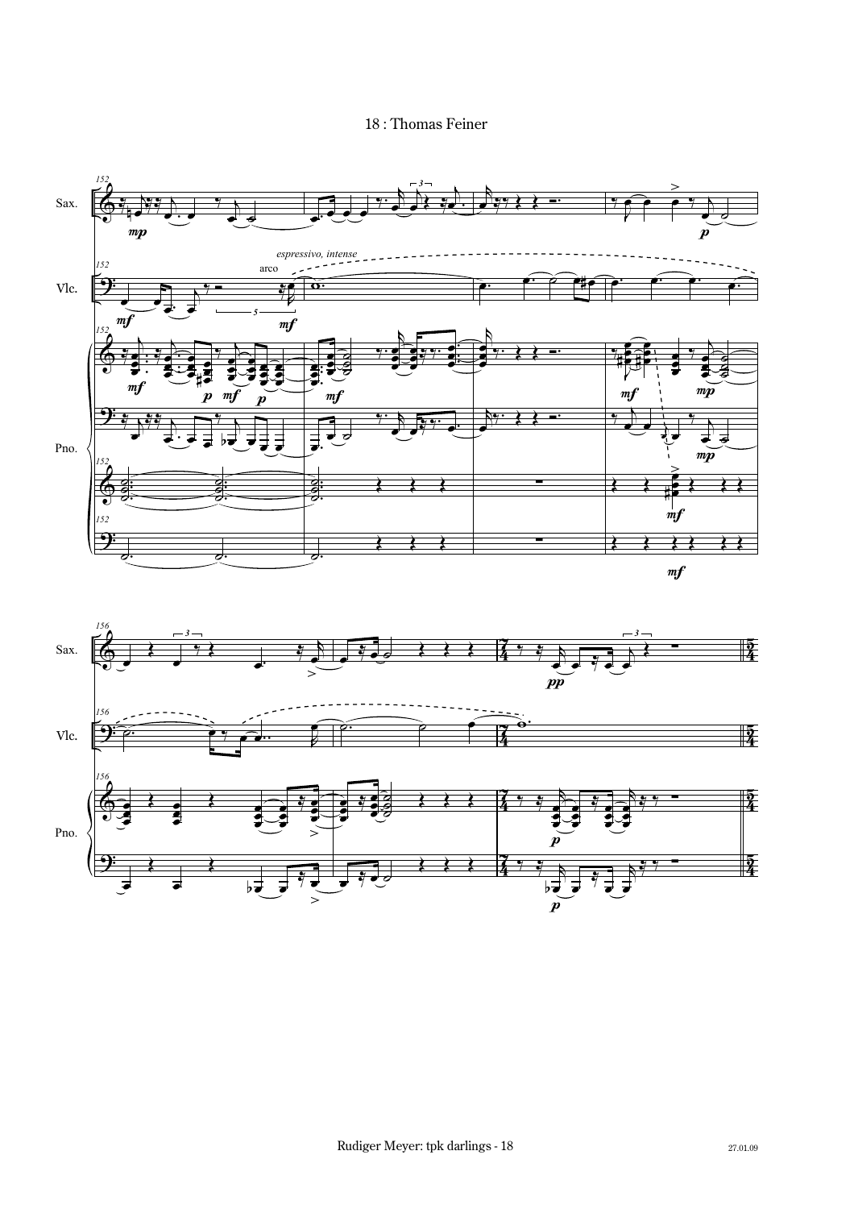18 : Thomas Feiner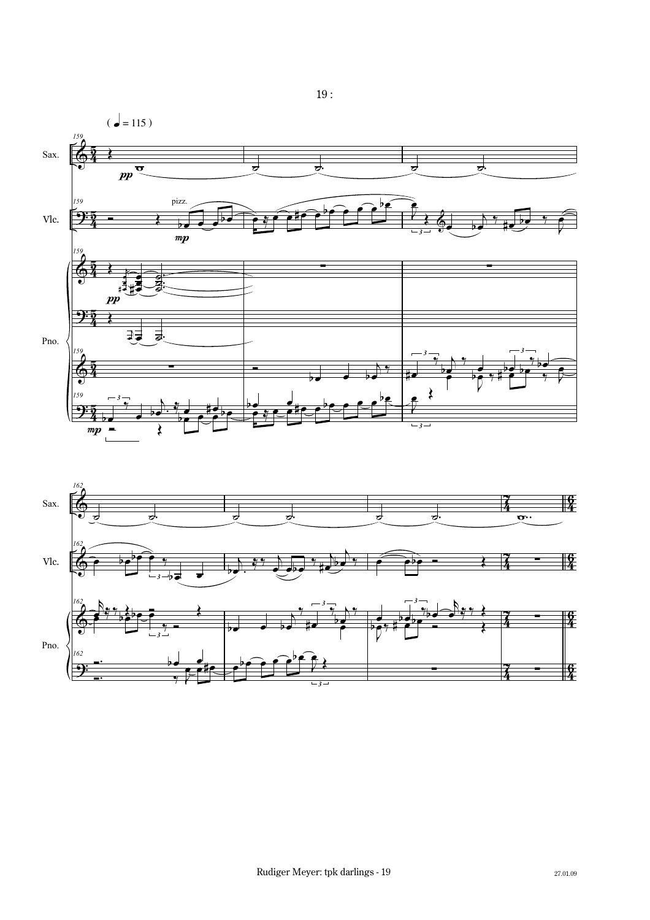( ♩ = 115 )

Sax.

Vlc.

pizz.

Pno.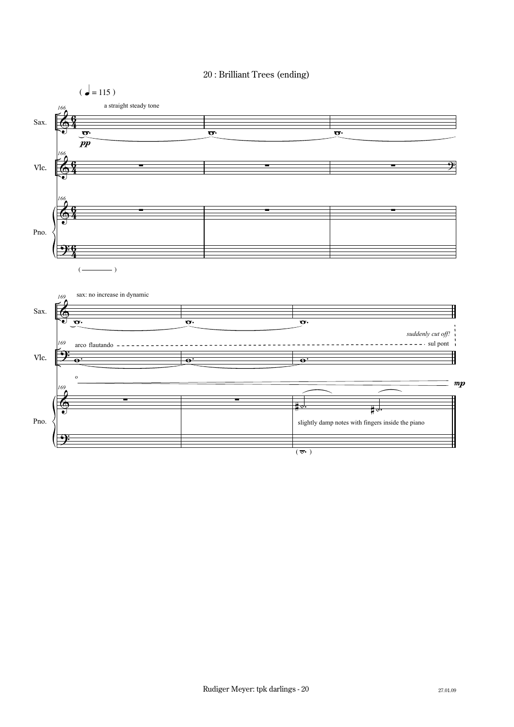# 20 : Brilliant Trees (ending)